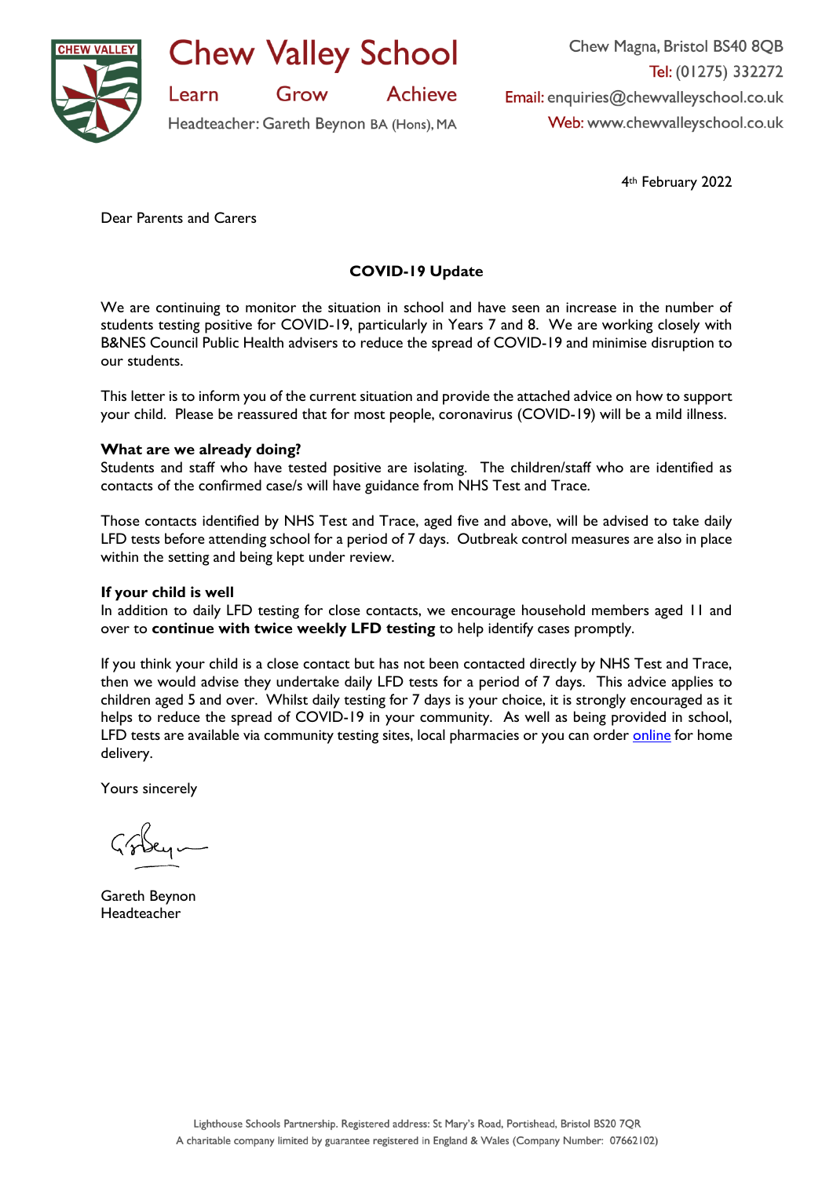# Chew Valley School

Learn Grow Achieve

Headteacher: Gareth Beynon BA (Hons), MA

Chew Magna, Bristol BS40 8QB
Tel: (01275) 332272
Email: enquiries@chewvalleyschool.co.uk
Web: www.chewvalleyschool.co.uk

4th February 2022

Dear Parents and Carers

## COVID-19 Update

We are continuing to monitor the situation in school and have seen an increase in the number of students testing positive for COVID-19, particularly in Years 7 and 8. We are working closely with B&NES Council Public Health advisers to reduce the spread of COVID-19 and minimise disruption to our students.

This letter is to inform you of the current situation and provide the attached advice on how to support your child. Please be reassured that for most people, coronavirus (COVID-19) will be a mild illness.

### What are we already doing?

Students and staff who have tested positive are isolating. The children/staff who are identified as contacts of the confirmed case/s will have guidance from NHS Test and Trace.

Those contacts identified by NHS Test and Trace, aged five and above, will be advised to take daily LFD tests before attending school for a period of 7 days. Outbreak control measures are also in place within the setting and being kept under review.

### If your child is well

In addition to daily LFD testing for close contacts, we encourage household members aged 11 and over to **continue with twice weekly LFD testing** to help identify cases promptly.

If you think your child is a close contact but has not been contacted directly by NHS Test and Trace, then we would advise they undertake daily LFD tests for a period of 7 days. This advice applies to children aged 5 and over. Whilst daily testing for 7 days is your choice, it is strongly encouraged as it helps to reduce the spread of COVID-19 in your community. As well as being provided in school, LFD tests are available via community testing sites, local pharmacies or you can order online for home delivery.

Yours sincerely

Gareth Beynon
Headteacher

Lighthouse Schools Partnership. Registered address: St Mary's Road, Portishead, Bristol BS20 7QR
A charitable company limited by guarantee registered in England & Wales (Company Number: 07662102)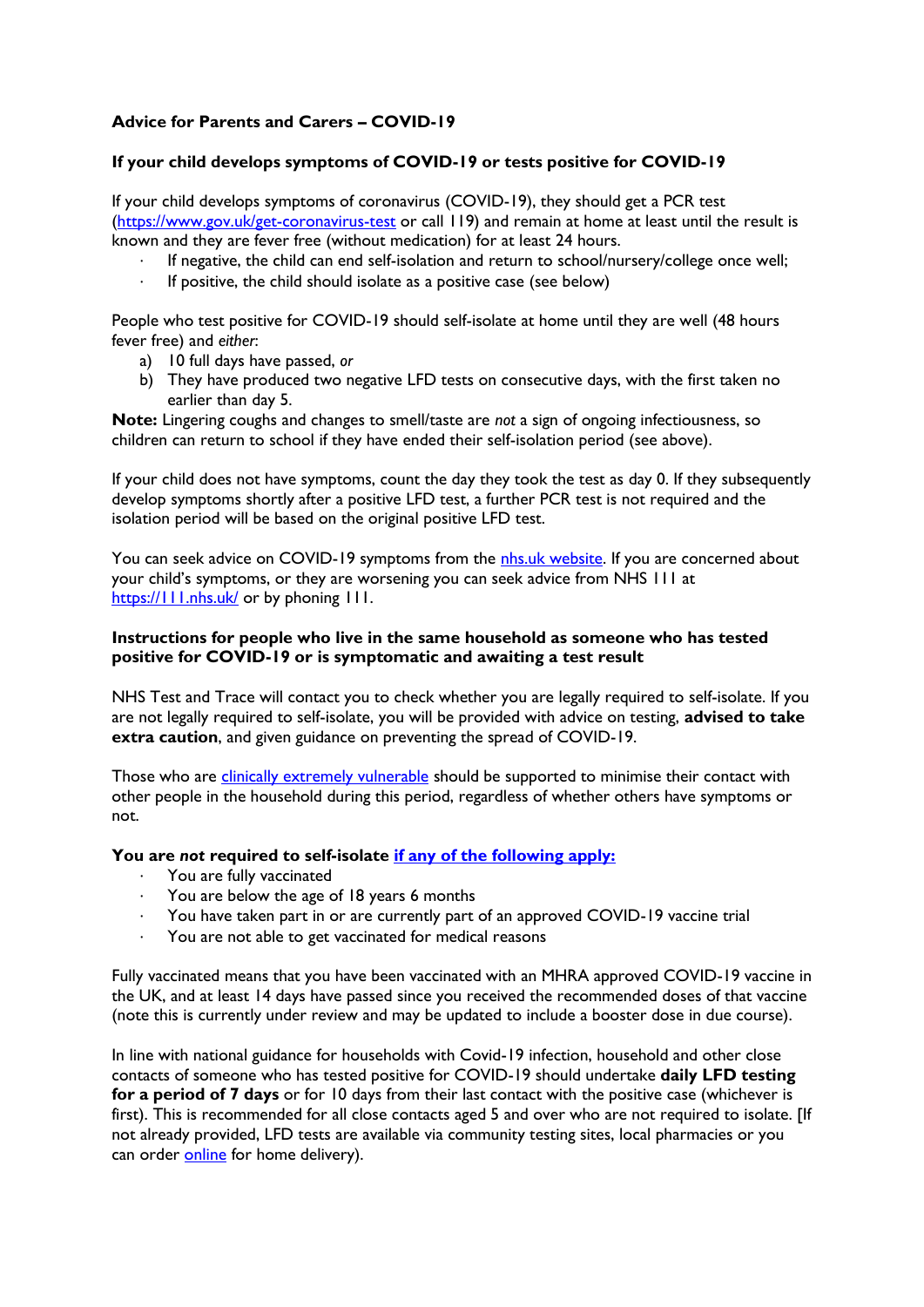**Advice for Parents and Carers – COVID-19**

**If your child develops symptoms of COVID-19 or tests positive for COVID-19**

If your child develops symptoms of coronavirus (COVID-19), they should get a PCR test (https://www.gov.uk/get-coronavirus-test or call 119) and remain at home at least until the result is known and they are fever free (without medication) for at least 24 hours.

- If negative, the child can end self-isolation and return to school/nursery/college once well;
- If positive, the child should isolate as a positive case (see below)

People who test positive for COVID-19 should self-isolate at home until they are well (48 hours fever free) and *either*:

a) 10 full days have passed, *or*
b) They have produced two negative LFD tests on consecutive days, with the first taken no earlier than day 5.

**Note:** Lingering coughs and changes to smell/taste are *not* a sign of ongoing infectiousness, so children can return to school if they have ended their self-isolation period (see above).

If your child does not have symptoms, count the day they took the test as day 0. If they subsequently develop symptoms shortly after a positive LFD test, a further PCR test is not required and the isolation period will be based on the original positive LFD test.

You can seek advice on COVID-19 symptoms from the nhs.uk website. If you are concerned about your child's symptoms, or they are worsening you can seek advice from NHS 111 at https://111.nhs.uk/ or by phoning 111.

**Instructions for people who live in the same household as someone who has tested positive for COVID-19 or is symptomatic and awaiting a test result**

NHS Test and Trace will contact you to check whether you are legally required to self-isolate. If you are not legally required to self-isolate, you will be provided with advice on testing, **advised to take extra caution**, and given guidance on preventing the spread of COVID-19.

Those who are clinically extremely vulnerable should be supported to minimise their contact with other people in the household during this period, regardless of whether others have symptoms or not.

**You are *not* required to self-isolate if any of the following apply:**

- You are fully vaccinated
- You are below the age of 18 years 6 months
- You have taken part in or are currently part of an approved COVID-19 vaccine trial
- You are not able to get vaccinated for medical reasons

Fully vaccinated means that you have been vaccinated with an MHRA approved COVID-19 vaccine in the UK, and at least 14 days have passed since you received the recommended doses of that vaccine (note this is currently under review and may be updated to include a booster dose in due course).

In line with national guidance for households with Covid-19 infection, household and other close contacts of someone who has tested positive for COVID-19 should undertake **daily LFD testing for a period of 7 days** or for 10 days from their last contact with the positive case (whichever is first). This is recommended for all close contacts aged 5 and over who are not required to isolate. [If not already provided, LFD tests are available via community testing sites, local pharmacies or you can order online for home delivery).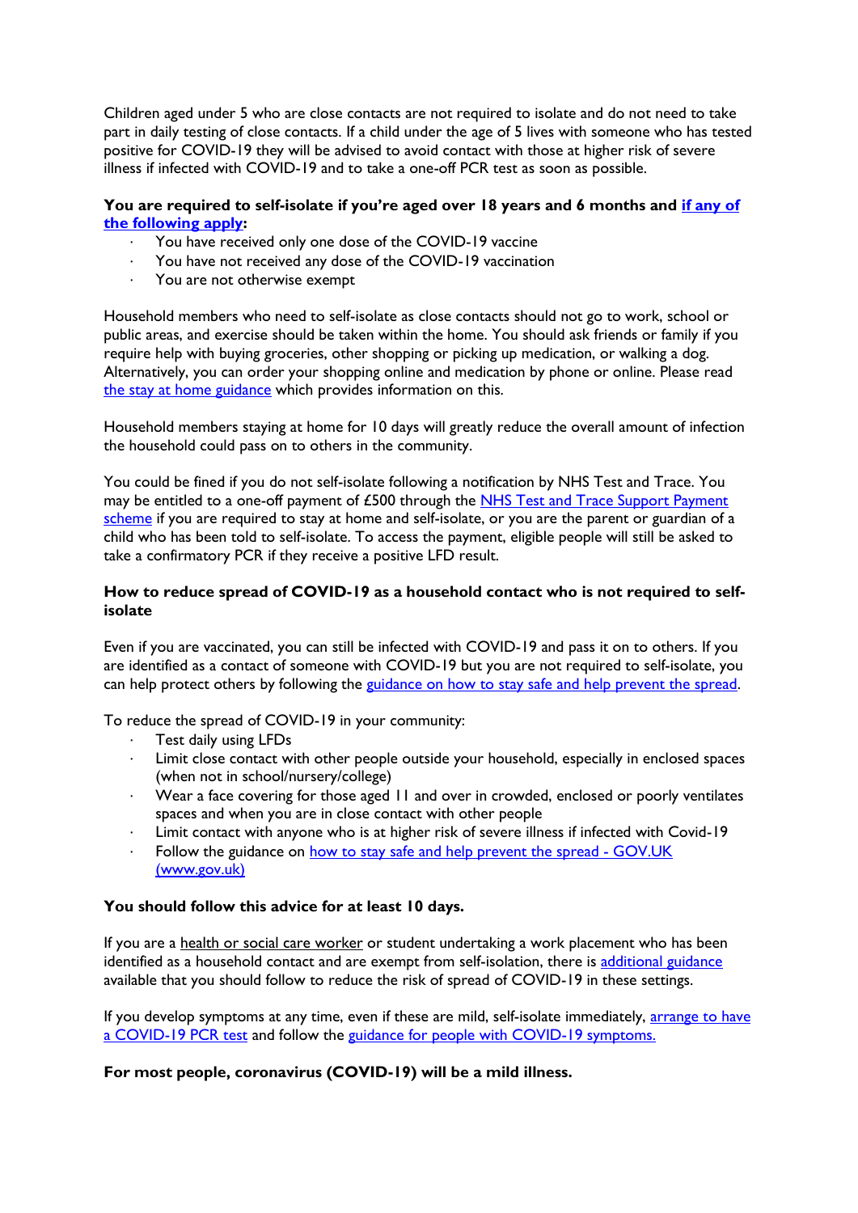Children aged under 5 who are close contacts are not required to isolate and do not need to take part in daily testing of close contacts. If a child under the age of 5 lives with someone who has tested positive for COVID-19 they will be advised to avoid contact with those at higher risk of severe illness if infected with COVID-19 and to take a one-off PCR test as soon as possible.

**You are required to self-isolate if you're aged over 18 years and 6 months and [if any of the following apply](#):**

- You have received only one dose of the COVID-19 vaccine
- You have not received any dose of the COVID-19 vaccination
- You are not otherwise exempt

Household members who need to self-isolate as close contacts should not go to work, school or public areas, and exercise should be taken within the home. You should ask friends or family if you require help with buying groceries, other shopping or picking up medication, or walking a dog. Alternatively, you can order your shopping online and medication by phone or online. Please read [the stay at home guidance](#) which provides information on this.

Household members staying at home for 10 days will greatly reduce the overall amount of infection the household could pass on to others in the community.

You could be fined if you do not self-isolate following a notification by NHS Test and Trace. You may be entitled to a one-off payment of £500 through the [NHS Test and Trace Support Payment scheme](#) if you are required to stay at home and self-isolate, or you are the parent or guardian of a child who has been told to self-isolate. To access the payment, eligible people will still be asked to take a confirmatory PCR if they receive a positive LFD result.

**How to reduce spread of COVID-19 as a household contact who is not required to self-isolate**

Even if you are vaccinated, you can still be infected with COVID-19 and pass it on to others. If you are identified as a contact of someone with COVID-19 but you are not required to self-isolate, you can help protect others by following the [guidance on how to stay safe and help prevent the spread](#).

To reduce the spread of COVID-19 in your community:

- Test daily using LFDs
- Limit close contact with other people outside your household, especially in enclosed spaces (when not in school/nursery/college)
- Wear a face covering for those aged 11 and over in crowded, enclosed or poorly ventilates spaces and when you are in close contact with other people
- Limit contact with anyone who is at higher risk of severe illness if infected with Covid-19
- Follow the guidance on [how to stay safe and help prevent the spread - GOV.UK (www.gov.uk)](#)

**You should follow this advice for at least 10 days.**

If you are a health or social care worker or student undertaking a work placement who has been identified as a household contact and are exempt from self-isolation, there is [additional guidance](#) available that you should follow to reduce the risk of spread of COVID-19 in these settings.

If you develop symptoms at any time, even if these are mild, self-isolate immediately, [arrange to have a COVID-19 PCR test](#) and follow the [guidance for people with COVID-19 symptoms.](#)

**For most people, coronavirus (COVID-19) will be a mild illness.**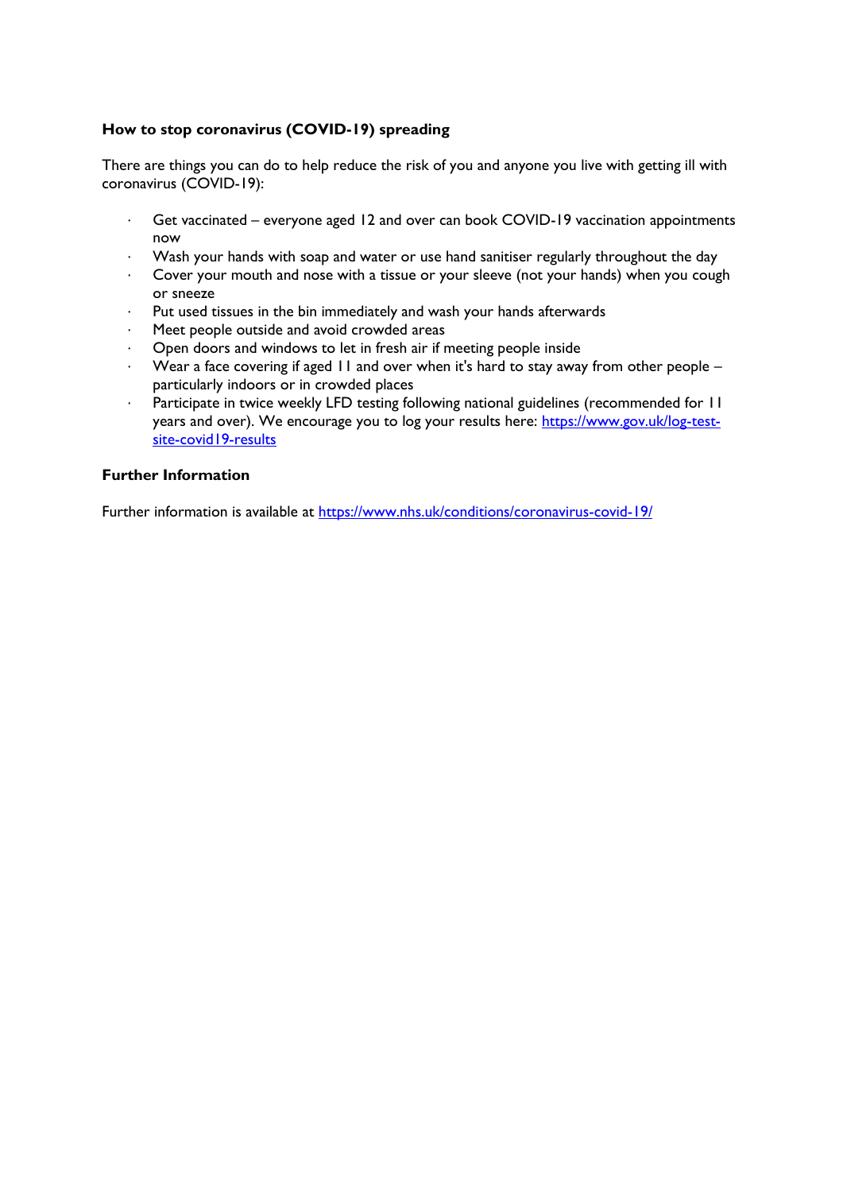### How to stop coronavirus (COVID-19) spreading

There are things you can do to help reduce the risk of you and anyone you live with getting ill with coronavirus (COVID-19):

- Get vaccinated – everyone aged 12 and over can book COVID-19 vaccination appointments now
- Wash your hands with soap and water or use hand sanitiser regularly throughout the day
- Cover your mouth and nose with a tissue or your sleeve (not your hands) when you cough or sneeze
- Put used tissues in the bin immediately and wash your hands afterwards
- Meet people outside and avoid crowded areas
- Open doors and windows to let in fresh air if meeting people inside
- Wear a face covering if aged 11 and over when it's hard to stay away from other people – particularly indoors or in crowded places
- Participate in twice weekly LFD testing following national guidelines (recommended for 11 years and over). We encourage you to log your results here: https://www.gov.uk/log-test-site-covid19-results

### Further Information

Further information is available at https://www.nhs.uk/conditions/coronavirus-covid-19/